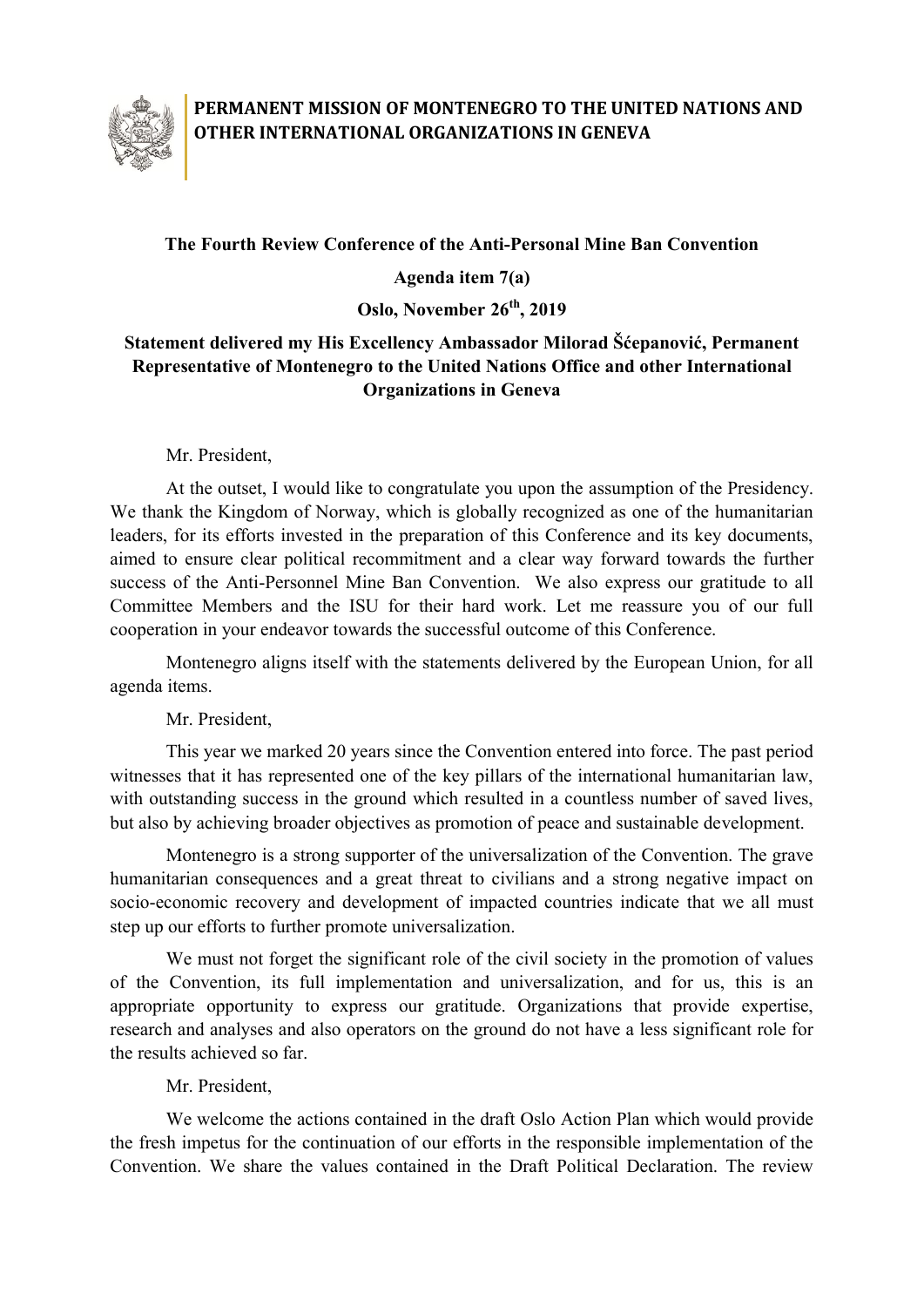**PERMANENT MISSION OF MONTENEGRO TO THE UNITED NATIONS AND OTHER INTERNATIONAL ORGANIZATIONS IN GENEVA**

**The Fourth Review Conference of the Anti-Personal Mine Ban Convention**

**Agenda item 7(a)**

**Oslo, November 26th, 2019**

**Statement delivered my His Excellency Ambassador Milorad Šćepanović, Permanent Representative of Montenegro to the United Nations Office and other International Organizations in Geneva**

Mr. President,

At the outset, I would like to congratulate you upon the assumption of the Presidency. We thank the Kingdom of Norway, which is globally recognized as one of the humanitarian leaders, for its efforts invested in the preparation of this Conference and its key documents, aimed to ensure clear political recommitment and a clear way forward towards the further success of the Anti-Personnel Mine Ban Convention. We also express our gratitude to all Committee Members and the ISU for their hard work. Let me reassure you of our full cooperation in your endeavor towards the successful outcome of this Conference.

Montenegro aligns itself with the statements delivered by the European Union, for all agenda items.

Mr. President,

This year we marked 20 years since the Convention entered into force. The past period witnesses that it has represented one of the key pillars of the international humanitarian law, with outstanding success in the ground which resulted in a countless number of saved lives, but also by achieving broader objectives as promotion of peace and sustainable development.

Montenegro is a strong supporter of the universalization of the Convention. The grave humanitarian consequences and a great threat to civilians and a strong negative impact on socio-economic recovery and development of impacted countries indicate that we all must step up our efforts to further promote universalization.

We must not forget the significant role of the civil society in the promotion of values of the Convention, its full implementation and universalization, and for us, this is an appropriate opportunity to express our gratitude. Organizations that provide expertise, research and analyses and also operators on the ground do not have a less significant role for the results achieved so far.

Mr. President,

We welcome the actions contained in the draft Oslo Action Plan which would provide the fresh impetus for the continuation of our efforts in the responsible implementation of the Convention. We share the values contained in the Draft Political Declaration. The review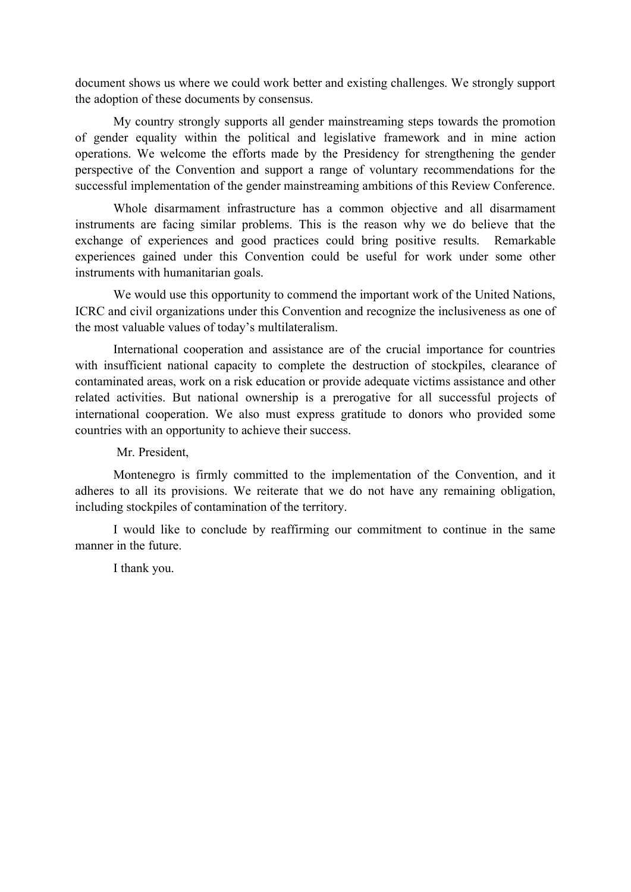document shows us where we could work better and existing challenges. We strongly support the adoption of these documents by consensus.

My country strongly supports all gender mainstreaming steps towards the promotion of gender equality within the political and legislative framework and in mine action operations. We welcome the efforts made by the Presidency for strengthening the gender perspective of the Convention and support a range of voluntary recommendations for the successful implementation of the gender mainstreaming ambitions of this Review Conference.

Whole disarmament infrastructure has a common objective and all disarmament instruments are facing similar problems. This is the reason why we do believe that the exchange of experiences and good practices could bring positive results. Remarkable experiences gained under this Convention could be useful for work under some other instruments with humanitarian goals.

We would use this opportunity to commend the important work of the United Nations, ICRC and civil organizations under this Convention and recognize the inclusiveness as one of the most valuable values of today's multilateralism.

International cooperation and assistance are of the crucial importance for countries with insufficient national capacity to complete the destruction of stockpiles, clearance of contaminated areas, work on a risk education or provide adequate victims assistance and other related activities. But national ownership is a prerogative for all successful projects of international cooperation. We also must express gratitude to donors who provided some countries with an opportunity to achieve their success.

Mr. President,

Montenegro is firmly committed to the implementation of the Convention, and it adheres to all its provisions. We reiterate that we do not have any remaining obligation, including stockpiles of contamination of the territory.

I would like to conclude by reaffirming our commitment to continue in the same manner in the future.

I thank you.